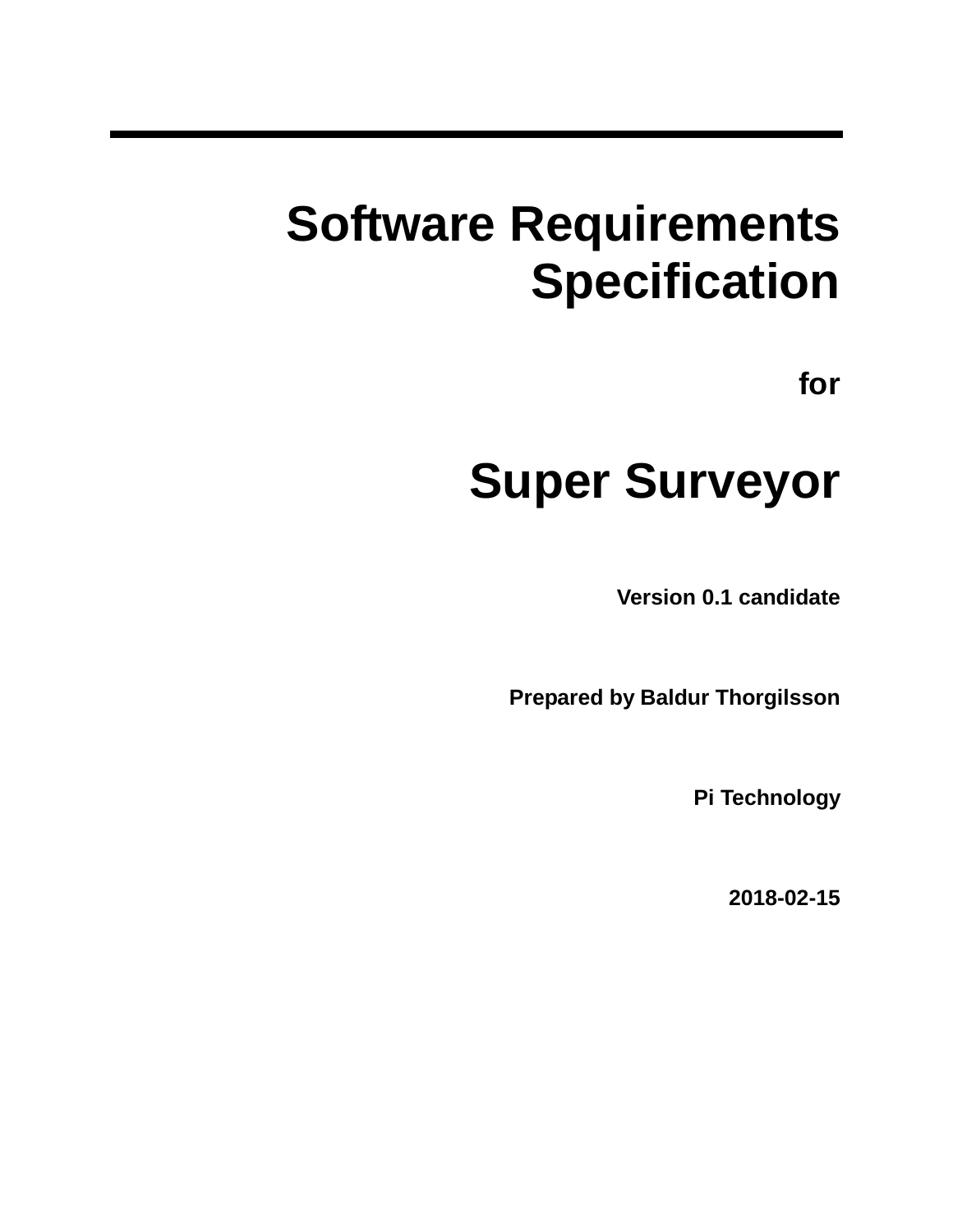# Software Requirements Specification

**for**

# Super Surveyor

**Version 0.1 candidate**

**Prepared by Baldur Thorgilsson**

**Pi Technology**

**2018-02-15**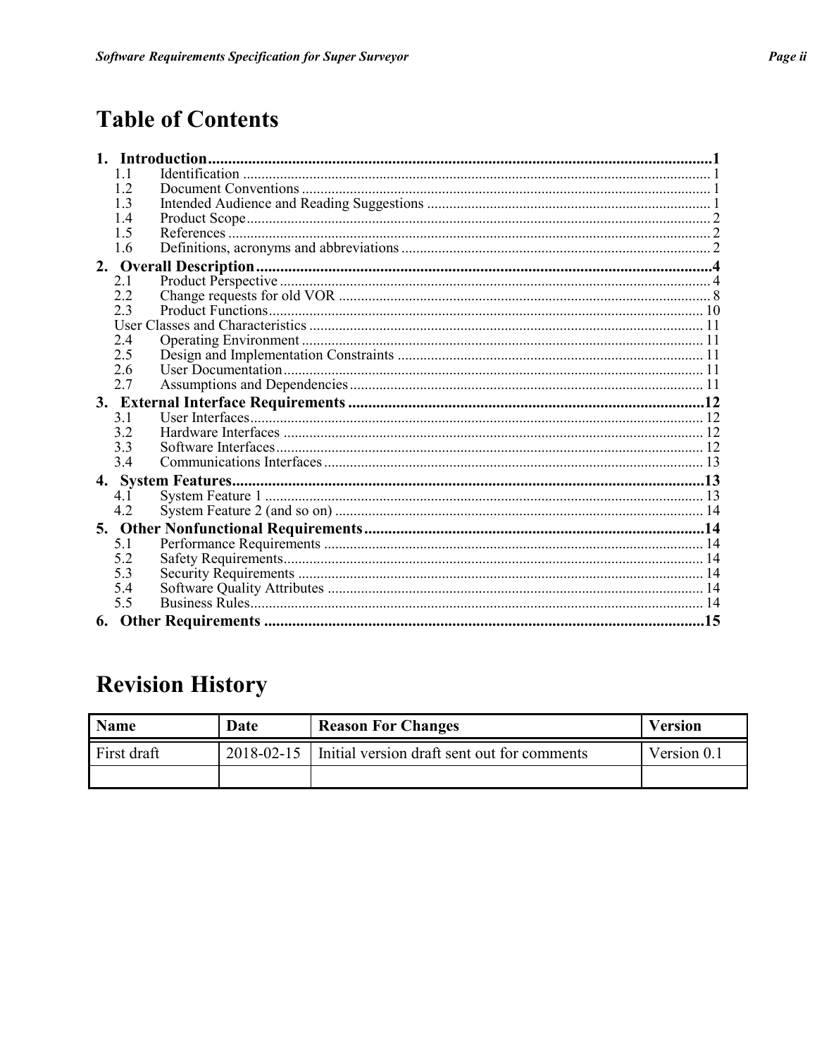# Table of Contents

**1. Introduction.....1**

- 1.1 Identification.....1
- 1.2 Document Conventions.....1
- 1.3 Intended Audience and Reading Suggestions.....1
- 1.4 Product Scope.....2
- 1.5 References.....2
- 1.6 Definitions, acronyms and abbreviations.....2

**2. Overall Description.....4**

- 2.1 Product Perspective.....4
- 2.2 Change requests for old VOR.....8
- 2.3 Product Functions.....10
- User Classes and Characteristics.....11
- 2.4 Operating Environment.....11
- 2.5 Design and Implementation Constraints.....11
- 2.6 User Documentation.....11
- 2.7 Assumptions and Dependencies.....11

**3. External Interface Requirements.....12**

- 3.1 User Interfaces.....12
- 3.2 Hardware Interfaces.....12
- 3.3 Software Interfaces.....12
- 3.4 Communications Interfaces.....13

**4. System Features.....13**

- 4.1 System Feature 1.....13
- 4.2 System Feature 2 (and so on).....14

**5. Other Nonfunctional Requirements.....14**

- 5.1 Performance Requirements.....14
- 5.2 Safety Requirements.....14
- 5.3 Security Requirements.....14
- 5.4 Software Quality Attributes.....14
- 5.5 Business Rules.....14

**6. Other Requirements.....15**

# Revision History

| Name | Date | Reason For Changes | Version |
| --- | --- | --- | --- |
| First draft | 2018-02-15 | Initial version draft sent out for comments | Version 0.1 |
| | | | |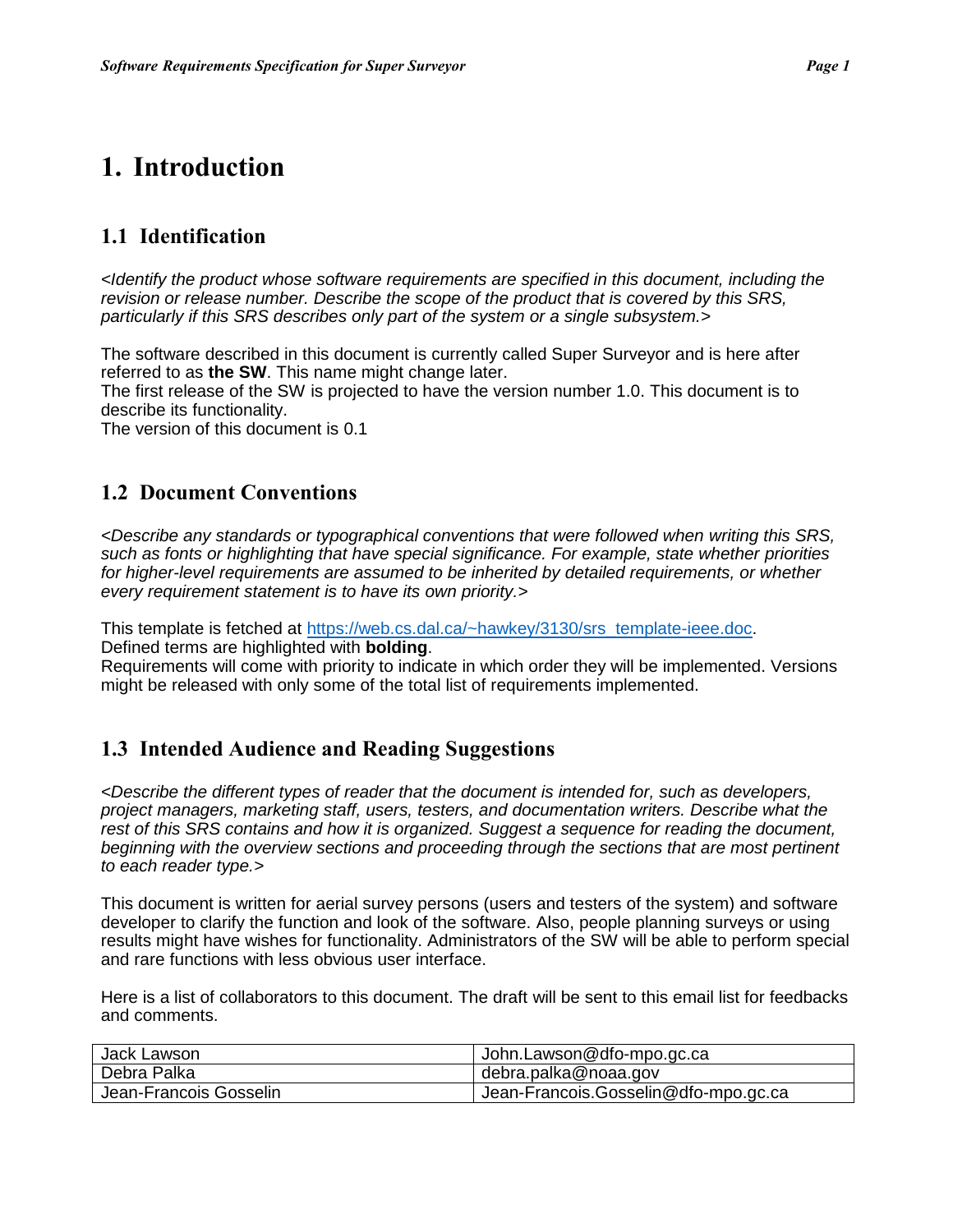# 1. Introduction

## 1.1 Identification

*<Identify the product whose software requirements are specified in this document, including the revision or release number. Describe the scope of the product that is covered by this SRS, particularly if this SRS describes only part of the system or a single subsystem.>*

The software described in this document is currently called Super Surveyor and is here after referred to as **the SW**. This name might change later.
The first release of the SW is projected to have the version number 1.0. This document is to describe its functionality.
The version of this document is 0.1

## 1.2 Document Conventions

*<Describe any standards or typographical conventions that were followed when writing this SRS, such as fonts or highlighting that have special significance. For example, state whether priorities for higher-level requirements are assumed to be inherited by detailed requirements, or whether every requirement statement is to have its own priority.>*

This template is fetched at [https://web.cs.dal.ca/~hawkey/3130/srs_template-ieee.doc](https://web.cs.dal.ca/~hawkey/3130/srs_template-ieee.doc).
Defined terms are highlighted with **bolding**.
Requirements will come with priority to indicate in which order they will be implemented. Versions might be released with only some of the total list of requirements implemented.

## 1.3 Intended Audience and Reading Suggestions

*<Describe the different types of reader that the document is intended for, such as developers, project managers, marketing staff, users, testers, and documentation writers. Describe what the rest of this SRS contains and how it is organized. Suggest a sequence for reading the document, beginning with the overview sections and proceeding through the sections that are most pertinent to each reader type.>*

This document is written for aerial survey persons (users and testers of the system) and software developer to clarify the function and look of the software. Also, people planning surveys or using results might have wishes for functionality. Administrators of the SW will be able to perform special and rare functions with less obvious user interface.

Here is a list of collaborators to this document. The draft will be sent to this email list for feedbacks and comments.

| | |
|---|---|
| Jack Lawson | John.Lawson@dfo-mpo.gc.ca |
| Debra Palka | debra.palka@noaa.gov |
| Jean-Francois Gosselin | Jean-Francois.Gosselin@dfo-mpo.gc.ca |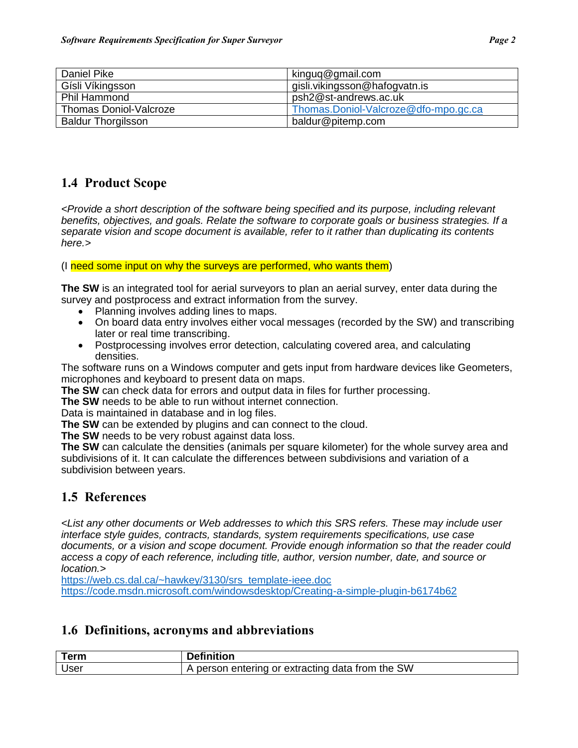| Daniel Pike | kinguq@gmail.com |
| --- | --- |
| Gísli Víkingsson | gisli.vikingsson@hafogvatn.is |
| Phil Hammond | psh2@st-andrews.ac.uk |
| Thomas Doniol-Valcroze | Thomas.Doniol-Valcroze@dfo-mpo.gc.ca |
| Baldur Thorgilsson | baldur@pitemp.com |

## 1.4 Product Scope

*<Provide a short description of the software being specified and its purpose, including relevant benefits, objectives, and goals. Relate the software to corporate goals or business strategies. If a separate vision and scope document is available, refer to it rather than duplicating its contents here.>*

(I need some input on why the surveys are performed, who wants them)

**The SW** is an integrated tool for aerial surveyors to plan an aerial survey, enter data during the survey and postprocess and extract information from the survey.

- Planning involves adding lines to maps.
- On board data entry involves either vocal messages (recorded by the SW) and transcribing later or real time transcribing.
- Postprocessing involves error detection, calculating covered area, and calculating densities.

The software runs on a Windows computer and gets input from hardware devices like Geometers, microphones and keyboard to present data on maps.
**The SW** can check data for errors and output data in files for further processing.
**The SW** needs to be able to run without internet connection.
Data is maintained in database and in log files.
**The SW** can be extended by plugins and can connect to the cloud.
**The SW** needs to be very robust against data loss.
**The SW** can calculate the densities (animals per square kilometer) for the whole survey area and subdivisions of it. It can calculate the differences between subdivisions and variation of a subdivision between years.

## 1.5 References

*<List any other documents or Web addresses to which this SRS refers. These may include user interface style guides, contracts, standards, system requirements specifications, use case documents, or a vision and scope document. Provide enough information so that the reader could access a copy of each reference, including title, author, version number, date, and source or location.>*
https://web.cs.dal.ca/~hawkey/3130/srs_template-ieee.doc
https://code.msdn.microsoft.com/windowsdesktop/Creating-a-simple-plugin-b6174b62

## 1.6 Definitions, acronyms and abbreviations

| Term | Definition |
| --- | --- |
| User | A person entering or extracting data from the SW |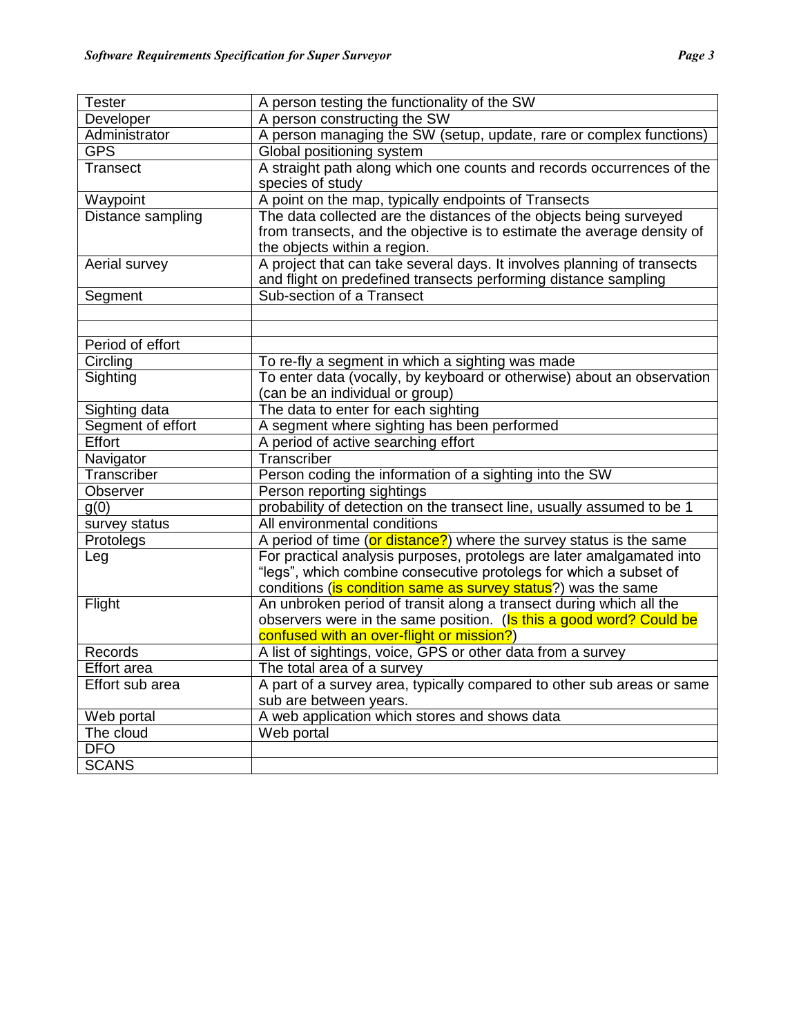| | |
|---|---|
| Tester | A person testing the functionality of the SW |
| Developer | A person constructing the SW |
| Administrator | A person managing the SW (setup, update, rare or complex functions) |
| GPS | Global positioning system |
| Transect | A straight path along which one counts and records occurrences of the species of study |
| Waypoint | A point on the map, typically endpoints of Transects |
| Distance sampling | The data collected are the distances of the objects being surveyed from transects, and the objective is to estimate the average density of the objects within a region. |
| Aerial survey | A project that can take several days. It involves planning of transects and flight on predefined transects performing distance sampling |
| Segment | Sub-section of a Transect |
| | |
| | |
| Period of effort | |
| Circling | To re-fly a segment in which a sighting was made |
| Sighting | To enter data (vocally, by keyboard or otherwise) about an observation (can be an individual or group) |
| Sighting data | The data to enter for each sighting |
| Segment of effort | A segment where sighting has been performed |
| Effort | A period of active searching effort |
| Navigator | Transcriber |
| Transcriber | Person coding the information of a sighting into the SW |
| Observer | Person reporting sightings |
| g(0) | probability of detection on the transect line, usually assumed to be 1 |
| survey status | All environmental conditions |
| Protolegs | A period of time (or distance?) where the survey status is the same |
| Leg | For practical analysis purposes, protolegs are later amalgamated into "legs", which combine consecutive protolegs for which a subset of conditions (is condition same as survey status?) was the same |
| Flight | An unbroken period of transit along a transect during which all the observers were in the same position. (Is this a good word? Could be confused with an over-flight or mission?) |
| Records | A list of sightings, voice, GPS or other data from a survey |
| Effort area | The total area of a survey |
| Effort sub area | A part of a survey area, typically compared to other sub areas or same sub are between years. |
| Web portal | A web application which stores and shows data |
| The cloud | Web portal |
| DFO | |
| SCANS | |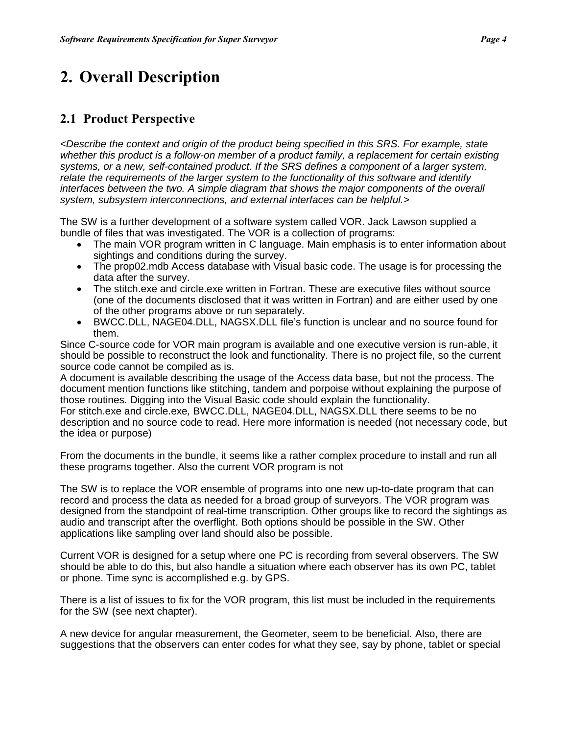# 2. Overall Description

## 2.1 Product Perspective

*<Describe the context and origin of the product being specified in this SRS. For example, state whether this product is a follow-on member of a product family, a replacement for certain existing systems, or a new, self-contained product. If the SRS defines a component of a larger system, relate the requirements of the larger system to the functionality of this software and identify interfaces between the two. A simple diagram that shows the major components of the overall system, subsystem interconnections, and external interfaces can be helpful.>*

The SW is a further development of a software system called VOR. Jack Lawson supplied a bundle of files that was investigated. The VOR is a collection of programs:

- The main VOR program written in C language. Main emphasis is to enter information about sightings and conditions during the survey.
- The prop02.mdb Access database with Visual basic code. The usage is for processing the data after the survey.
- The stitch.exe and circle.exe written in Fortran. These are executive files without source (one of the documents disclosed that it was written in Fortran) and are either used by one of the other programs above or run separately.
- BWCC.DLL, NAGE04.DLL, NAGSX.DLL file's function is unclear and no source found for them.

Since C-source code for VOR main program is available and one executive version is run-able, it should be possible to reconstruct the look and functionality. There is no project file, so the current source code cannot be compiled as is.
A document is available describing the usage of the Access data base, but not the process. The document mention functions like stitching, tandem and porpoise without explaining the purpose of those routines. Digging into the Visual Basic code should explain the functionality.
For stitch.exe and circle.exe*,* BWCC.DLL, NAGE04.DLL, NAGSX.DLL there seems to be no description and no source code to read. Here more information is needed (not necessary code, but the idea or purpose)

From the documents in the bundle, it seems like a rather complex procedure to install and run all these programs together. Also the current VOR program is not

The SW is to replace the VOR ensemble of programs into one new up-to-date program that can record and process the data as needed for a broad group of surveyors. The VOR program was designed from the standpoint of real-time transcription. Other groups like to record the sightings as audio and transcript after the overflight. Both options should be possible in the SW. Other applications like sampling over land should also be possible.

Current VOR is designed for a setup where one PC is recording from several observers. The SW should be able to do this, but also handle a situation where each observer has its own PC, tablet or phone. Time sync is accomplished e.g. by GPS.

There is a list of issues to fix for the VOR program, this list must be included in the requirements for the SW (see next chapter).

A new device for angular measurement, the Geometer, seem to be beneficial. Also, there are suggestions that the observers can enter codes for what they see, say by phone, tablet or special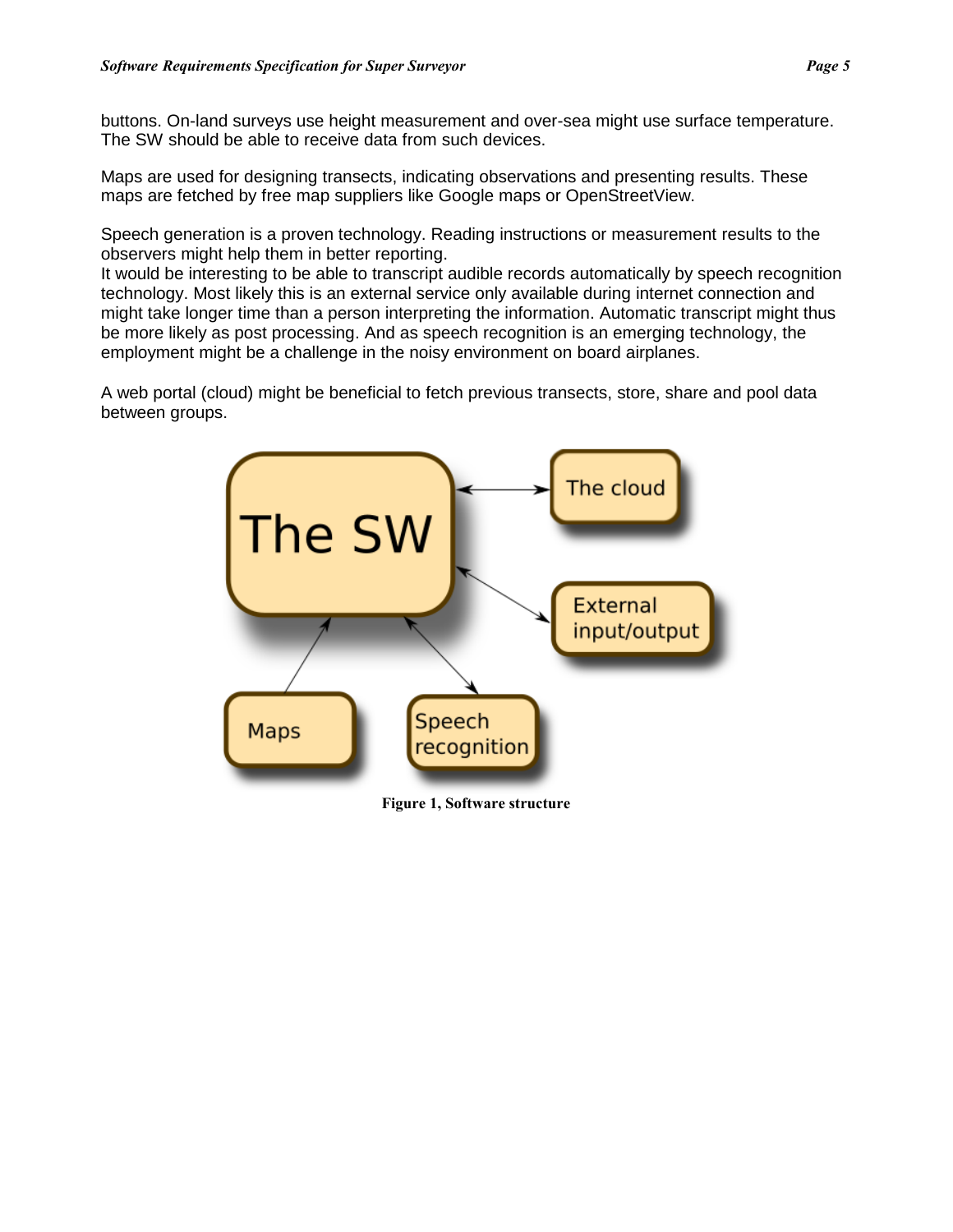buttons. On-land surveys use height measurement and over-sea might use surface temperature. The SW should be able to receive data from such devices.

Maps are used for designing transects, indicating observations and presenting results. These maps are fetched by free map suppliers like Google maps or OpenStreetView.

Speech generation is a proven technology. Reading instructions or measurement results to the observers might help them in better reporting.
It would be interesting to be able to transcript audible records automatically by speech recognition technology. Most likely this is an external service only available during internet connection and might take longer time than a person interpreting the information. Automatic transcript might thus be more likely as post processing. And as speech recognition is an emerging technology, the employment might be a challenge in the noisy environment on board airplanes.

A web portal (cloud) might be beneficial to fetch previous transects, store, share and pool data between groups.

The SW

The cloud

External input/output

Maps

Speech recognition

**Figure 1, Software structure**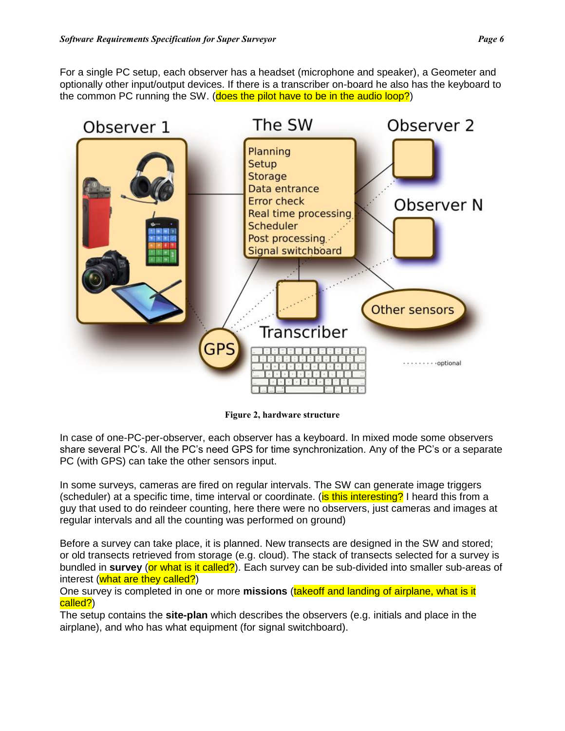For a single PC setup, each observer has a headset (microphone and speaker), a Geometer and optionally other input/output devices. If there is a transcriber on-board he also has the keyboard to the common PC running the SW. (does the pilot have to be in the audio loop?)

Figure 2, hardware structure

In case of one-PC-per-observer, each observer has a keyboard. In mixed mode some observers share several PC's. All the PC's need GPS for time synchronization. Any of the PC's or a separate PC (with GPS) can take the other sensors input.

In some surveys, cameras are fired on regular intervals. The SW can generate image triggers (scheduler) at a specific time, time interval or coordinate. (is this interesting? I heard this from a guy that used to do reindeer counting, here there were no observers, just cameras and images at regular intervals and all the counting was performed on ground)

Before a survey can take place, it is planned. New transects are designed in the SW and stored; or old transects retrieved from storage (e.g. cloud). The stack of transects selected for a survey is bundled in **survey** (or what is it called?). Each survey can be sub-divided into smaller sub-areas of interest (what are they called?)
One survey is completed in one or more **missions** (takeoff and landing of airplane, what is it called?)
The setup contains the **site-plan** which describes the observers (e.g. initials and place in the airplane), and who has what equipment (for signal switchboard).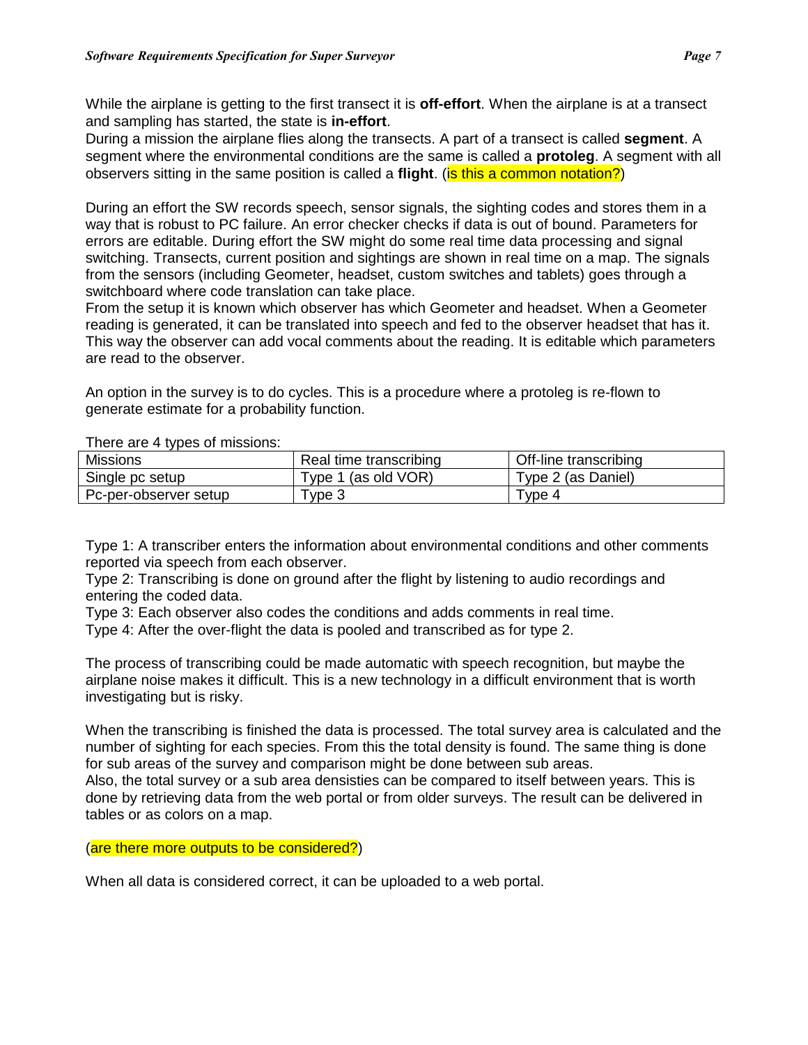While the airplane is getting to the first transect it is **off-effort**. When the airplane is at a transect and sampling has started, the state is **in-effort**.
During a mission the airplane flies along the transects. A part of a transect is called **segment**. A segment where the environmental conditions are the same is called a **protoleg**. A segment with all observers sitting in the same position is called a **flight**. (is this a common notation?)

During an effort the SW records speech, sensor signals, the sighting codes and stores them in a way that is robust to PC failure. An error checker checks if data is out of bound. Parameters for errors are editable. During effort the SW might do some real time data processing and signal switching. Transects, current position and sightings are shown in real time on a map. The signals from the sensors (including Geometer, headset, custom switches and tablets) goes through a switchboard where code translation can take place.
From the setup it is known which observer has which Geometer and headset. When a Geometer reading is generated, it can be translated into speech and fed to the observer headset that has it. This way the observer can add vocal comments about the reading. It is editable which parameters are read to the observer.

An option in the survey is to do cycles. This is a procedure where a protoleg is re-flown to generate estimate for a probability function.

There are 4 types of missions:

| Missions | Real time transcribing | Off-line transcribing |
|---|---|---|
| Single pc setup | Type 1 (as old VOR) | Type 2 (as Daniel) |
| Pc-per-observer setup | Type 3 | Type 4 |

Type 1: A transcriber enters the information about environmental conditions and other comments reported via speech from each observer.
Type 2: Transcribing is done on ground after the flight by listening to audio recordings and entering the coded data.
Type 3: Each observer also codes the conditions and adds comments in real time.
Type 4: After the over-flight the data is pooled and transcribed as for type 2.

The process of transcribing could be made automatic with speech recognition, but maybe the airplane noise makes it difficult. This is a new technology in a difficult environment that is worth investigating but is risky.

When the transcribing is finished the data is processed. The total survey area is calculated and the number of sighting for each species. From this the total density is found. The same thing is done for sub areas of the survey and comparison might be done between sub areas.
Also, the total survey or a sub area densisties can be compared to itself between years. This is done by retrieving data from the web portal or from older surveys. The result can be delivered in tables or as colors on a map.

(are there more outputs to be considered?)

When all data is considered correct, it can be uploaded to a web portal.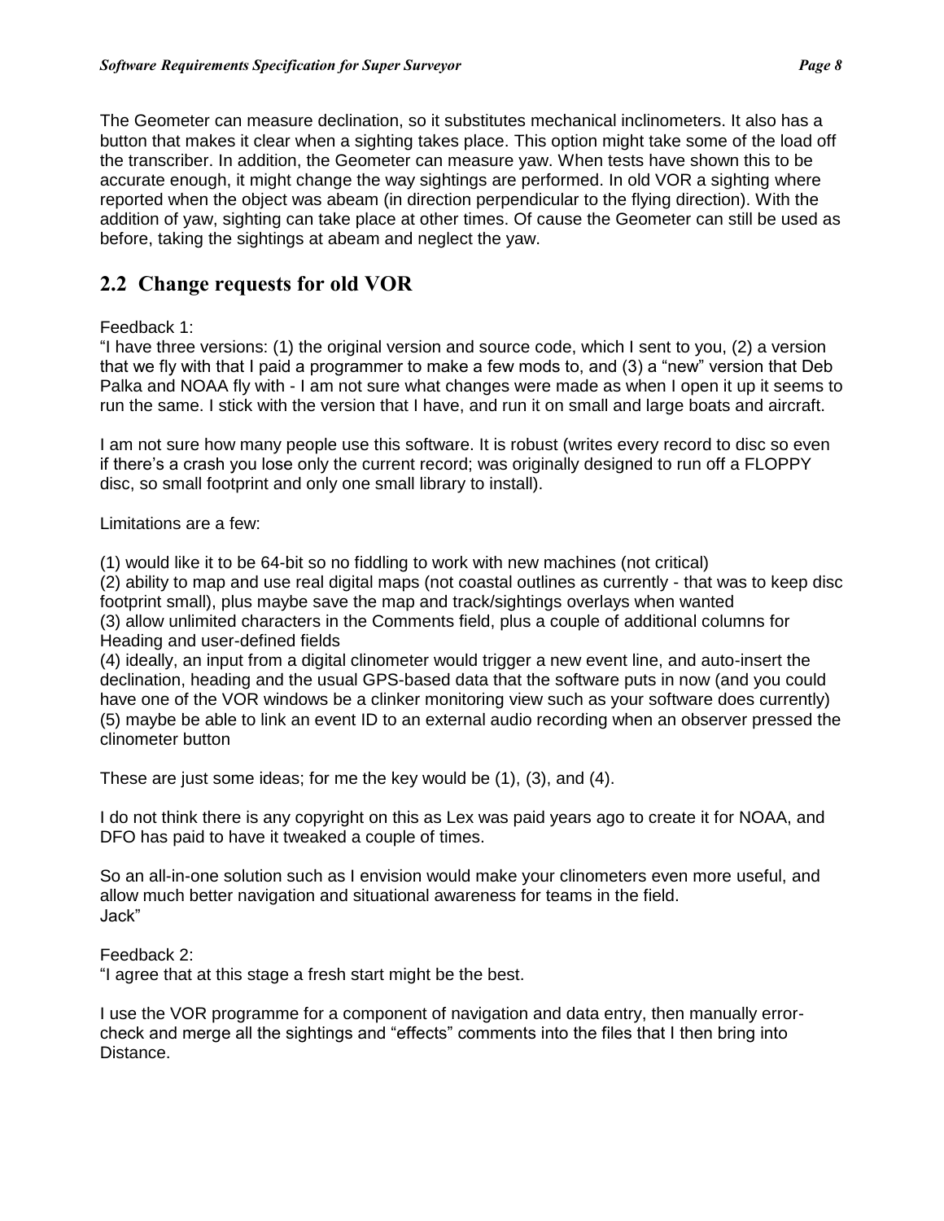The Geometer can measure declination, so it substitutes mechanical inclinometers. It also has a button that makes it clear when a sighting takes place. This option might take some of the load off the transcriber. In addition, the Geometer can measure yaw. When tests have shown this to be accurate enough, it might change the way sightings are performed. In old VOR a sighting where reported when the object was abeam (in direction perpendicular to the flying direction). With the addition of yaw, sighting can take place at other times. Of cause the Geometer can still be used as before, taking the sightings at abeam and neglect the yaw.

## 2.2 Change requests for old VOR

Feedback 1:

"I have three versions: (1) the original version and source code, which I sent to you, (2) a version that we fly with that I paid a programmer to make a few mods to, and (3) a "new" version that Deb Palka and NOAA fly with - I am not sure what changes were made as when I open it up it seems to run the same. I stick with the version that I have, and run it on small and large boats and aircraft.

I am not sure how many people use this software. It is robust (writes every record to disc so even if there's a crash you lose only the current record; was originally designed to run off a FLOPPY disc, so small footprint and only one small library to install).

Limitations are a few:

(1) would like it to be 64-bit so no fiddling to work with new machines (not critical)
(2) ability to map and use real digital maps (not coastal outlines as currently - that was to keep disc footprint small), plus maybe save the map and track/sightings overlays when wanted
(3) allow unlimited characters in the Comments field, plus a couple of additional columns for Heading and user-defined fields
(4) ideally, an input from a digital clinometer would trigger a new event line, and auto-insert the declination, heading and the usual GPS-based data that the software puts in now (and you could have one of the VOR windows be a clinker monitoring view such as your software does currently)
(5) maybe be able to link an event ID to an external audio recording when an observer pressed the clinometer button

These are just some ideas; for me the key would be (1), (3), and (4).

I do not think there is any copyright on this as Lex was paid years ago to create it for NOAA, and DFO has paid to have it tweaked a couple of times.

So an all-in-one solution such as I envision would make your clinometers even more useful, and allow much better navigation and situational awareness for teams in the field.
Jack"

Feedback 2:

"I agree that at this stage a fresh start might be the best.

I use the VOR programme for a component of navigation and data entry, then manually error-check and merge all the sightings and "effects" comments into the files that I then bring into Distance.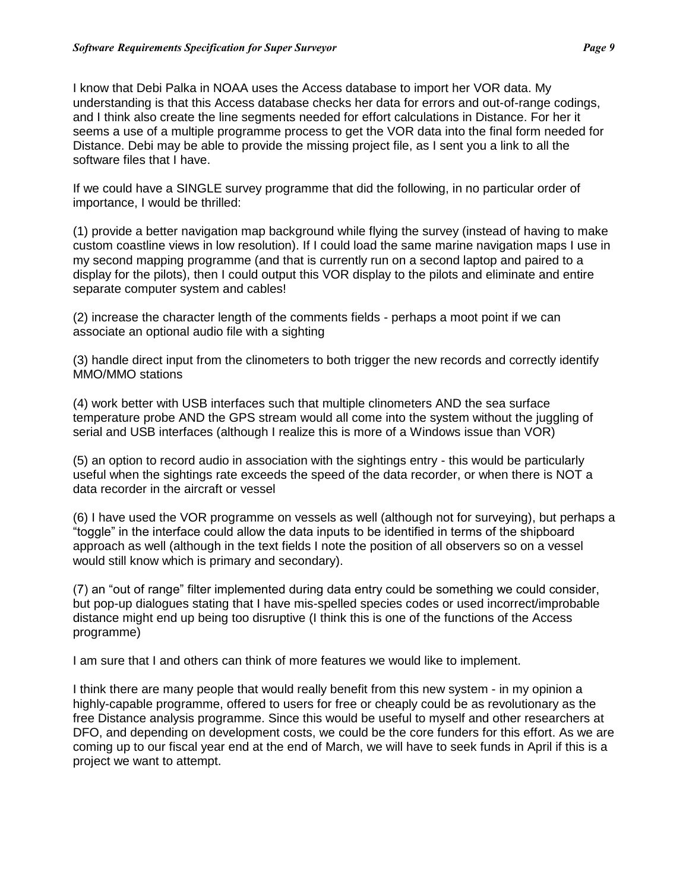I know that Debi Palka in NOAA uses the Access database to import her VOR data. My understanding is that this Access database checks her data for errors and out-of-range codings, and I think also create the line segments needed for effort calculations in Distance. For her it seems a use of a multiple programme process to get the VOR data into the final form needed for Distance. Debi may be able to provide the missing project file, as I sent you a link to all the software files that I have.

If we could have a SINGLE survey programme that did the following, in no particular order of importance, I would be thrilled:

(1) provide a better navigation map background while flying the survey (instead of having to make custom coastline views in low resolution). If I could load the same marine navigation maps I use in my second mapping programme (and that is currently run on a second laptop and paired to a display for the pilots), then I could output this VOR display to the pilots and eliminate and entire separate computer system and cables!

(2) increase the character length of the comments fields - perhaps a moot point if we can associate an optional audio file with a sighting

(3) handle direct input from the clinometers to both trigger the new records and correctly identify MMO/MMO stations

(4) work better with USB interfaces such that multiple clinometers AND the sea surface temperature probe AND the GPS stream would all come into the system without the juggling of serial and USB interfaces (although I realize this is more of a Windows issue than VOR)

(5) an option to record audio in association with the sightings entry - this would be particularly useful when the sightings rate exceeds the speed of the data recorder, or when there is NOT a data recorder in the aircraft or vessel

(6) I have used the VOR programme on vessels as well (although not for surveying), but perhaps a "toggle" in the interface could allow the data inputs to be identified in terms of the shipboard approach as well (although in the text fields I note the position of all observers so on a vessel would still know which is primary and secondary).

(7) an "out of range" filter implemented during data entry could be something we could consider, but pop-up dialogues stating that I have mis-spelled species codes or used incorrect/improbable distance might end up being too disruptive (I think this is one of the functions of the Access programme)

I am sure that I and others can think of more features we would like to implement.

I think there are many people that would really benefit from this new system - in my opinion a highly-capable programme, offered to users for free or cheaply could be as revolutionary as the free Distance analysis programme. Since this would be useful to myself and other researchers at DFO, and depending on development costs, we could be the core funders for this effort. As we are coming up to our fiscal year end at the end of March, we will have to seek funds in April if this is a project we want to attempt.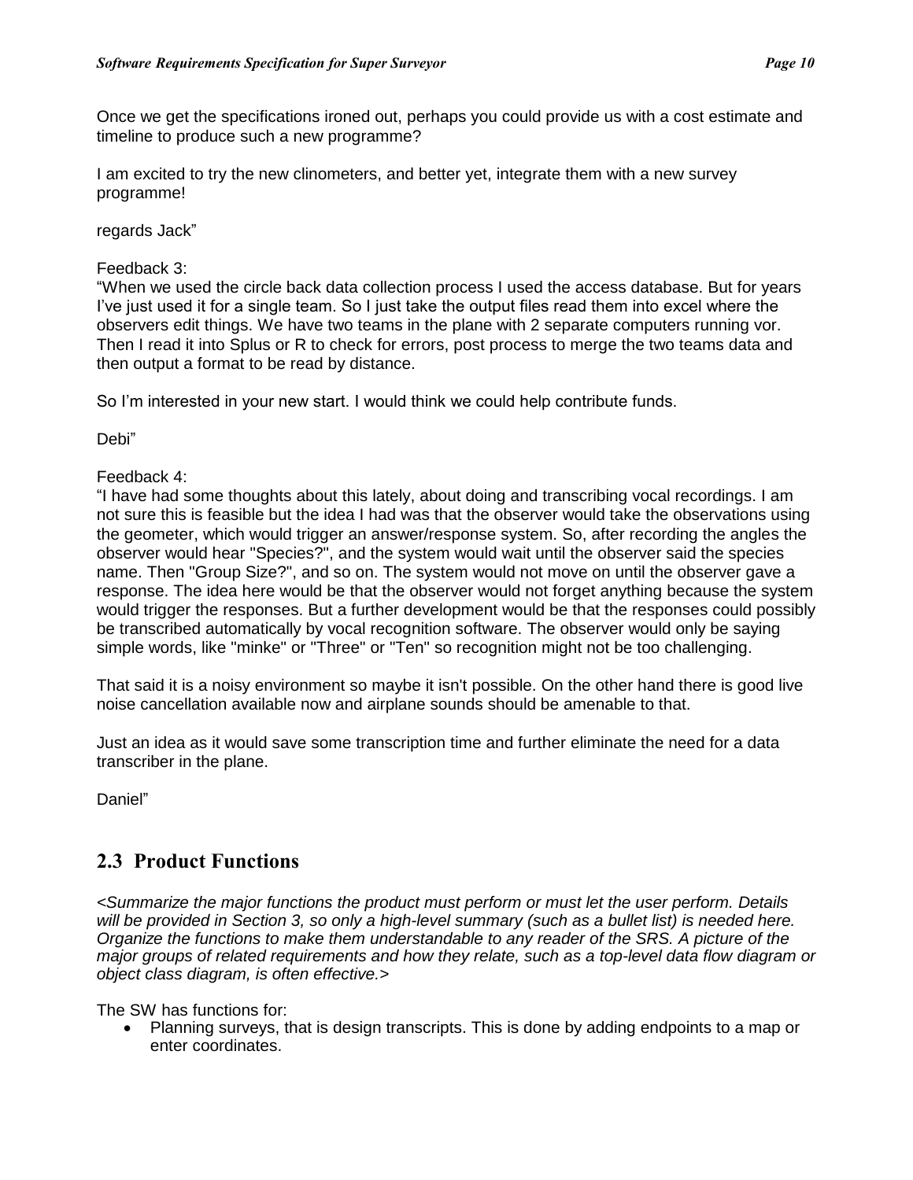Once we get the specifications ironed out, perhaps you could provide us with a cost estimate and timeline to produce such a new programme?

I am excited to try the new clinometers, and better yet, integrate them with a new survey programme!

regards Jack"

Feedback 3:
"When we used the circle back data collection process I used the access database. But for years I've just used it for a single team. So I just take the output files read them into excel where the observers edit things. We have two teams in the plane with 2 separate computers running vor. Then I read it into Splus or R to check for errors, post process to merge the two teams data and then output a format to be read by distance.

So I'm interested in your new start. I would think we could help contribute funds.

Debi"

Feedback 4:
"I have had some thoughts about this lately, about doing and transcribing vocal recordings. I am not sure this is feasible but the idea I had was that the observer would take the observations using the geometer, which would trigger an answer/response system. So, after recording the angles the observer would hear "Species?", and the system would wait until the observer said the species name. Then "Group Size?", and so on. The system would not move on until the observer gave a response. The idea here would be that the observer would not forget anything because the system would trigger the responses. But a further development would be that the responses could possibly be transcribed automatically by vocal recognition software. The observer would only be saying simple words, like "minke" or "Three" or "Ten" so recognition might not be too challenging.

That said it is a noisy environment so maybe it isn't possible. On the other hand there is good live noise cancellation available now and airplane sounds should be amenable to that.

Just an idea as it would save some transcription time and further eliminate the need for a data transcriber in the plane.

Daniel"

## 2.3 Product Functions

*<Summarize the major functions the product must perform or must let the user perform. Details will be provided in Section 3, so only a high-level summary (such as a bullet list) is needed here. Organize the functions to make them understandable to any reader of the SRS. A picture of the major groups of related requirements and how they relate, such as a top-level data flow diagram or object class diagram, is often effective.>*

The SW has functions for:

- Planning surveys, that is design transcripts. This is done by adding endpoints to a map or enter coordinates.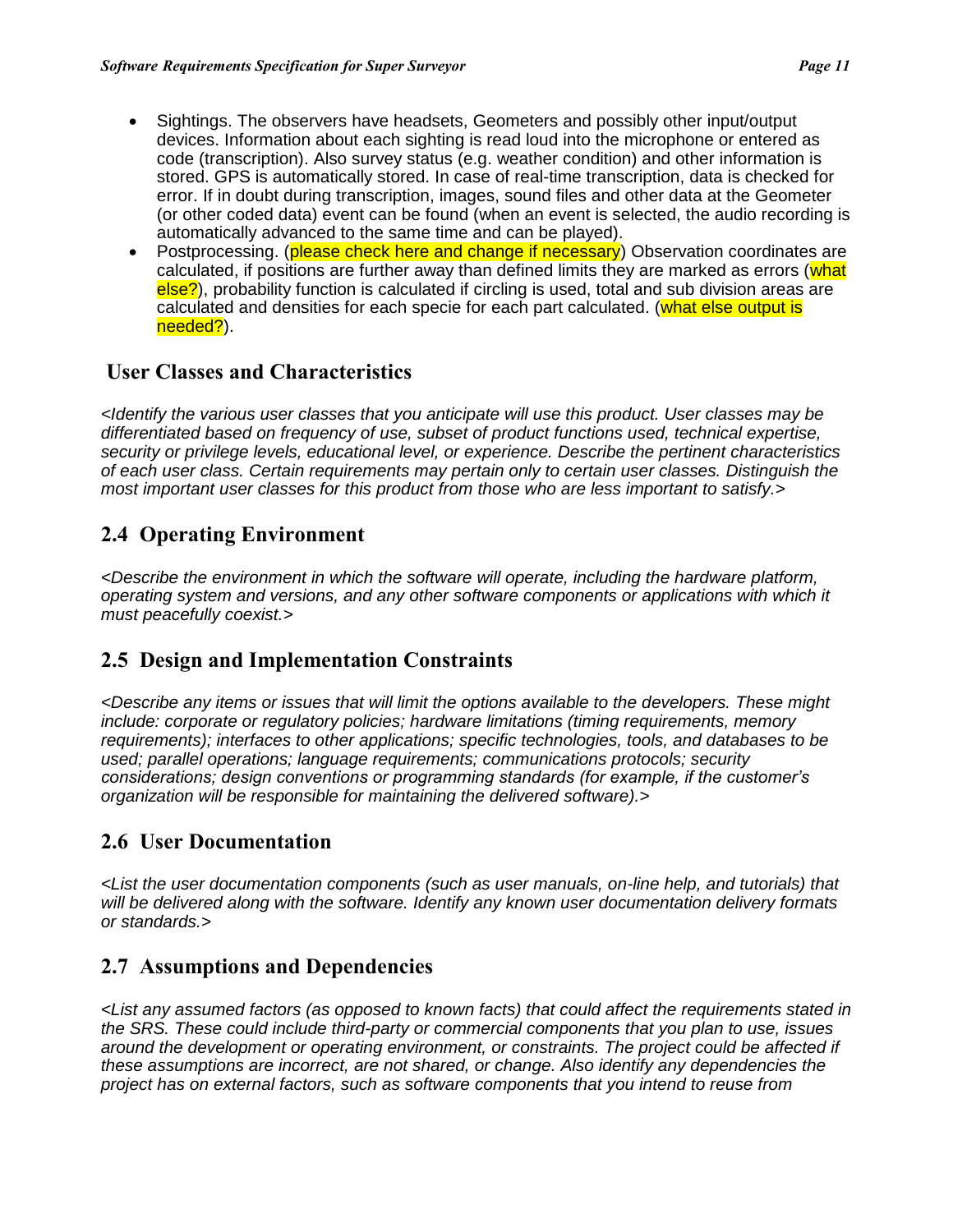- Sightings. The observers have headsets, Geometers and possibly other input/output devices. Information about each sighting is read loud into the microphone or entered as code (transcription). Also survey status (e.g. weather condition) and other information is stored. GPS is automatically stored. In case of real-time transcription, data is checked for error. If in doubt during transcription, images, sound files and other data at the Geometer (or other coded data) event can be found (when an event is selected, the audio recording is automatically advanced to the same time and can be played).
- Postprocessing. (please check here and change if necessary) Observation coordinates are calculated, if positions are further away than defined limits they are marked as errors (what else?), probability function is calculated if circling is used, total and sub division areas are calculated and densities for each specie for each part calculated. (what else output is needed?).

## User Classes and Characteristics

*<Identify the various user classes that you anticipate will use this product. User classes may be differentiated based on frequency of use, subset of product functions used, technical expertise, security or privilege levels, educational level, or experience. Describe the pertinent characteristics of each user class. Certain requirements may pertain only to certain user classes. Distinguish the most important user classes for this product from those who are less important to satisfy.>*

## 2.4 Operating Environment

*<Describe the environment in which the software will operate, including the hardware platform, operating system and versions, and any other software components or applications with which it must peacefully coexist.>*

## 2.5 Design and Implementation Constraints

*<Describe any items or issues that will limit the options available to the developers. These might include: corporate or regulatory policies; hardware limitations (timing requirements, memory requirements); interfaces to other applications; specific technologies, tools, and databases to be used; parallel operations; language requirements; communications protocols; security considerations; design conventions or programming standards (for example, if the customer's organization will be responsible for maintaining the delivered software).>*

## 2.6 User Documentation

*<List the user documentation components (such as user manuals, on-line help, and tutorials) that will be delivered along with the software. Identify any known user documentation delivery formats or standards.>*

## 2.7 Assumptions and Dependencies

*<List any assumed factors (as opposed to known facts) that could affect the requirements stated in the SRS. These could include third-party or commercial components that you plan to use, issues around the development or operating environment, or constraints. The project could be affected if these assumptions are incorrect, are not shared, or change. Also identify any dependencies the project has on external factors, such as software components that you intend to reuse from*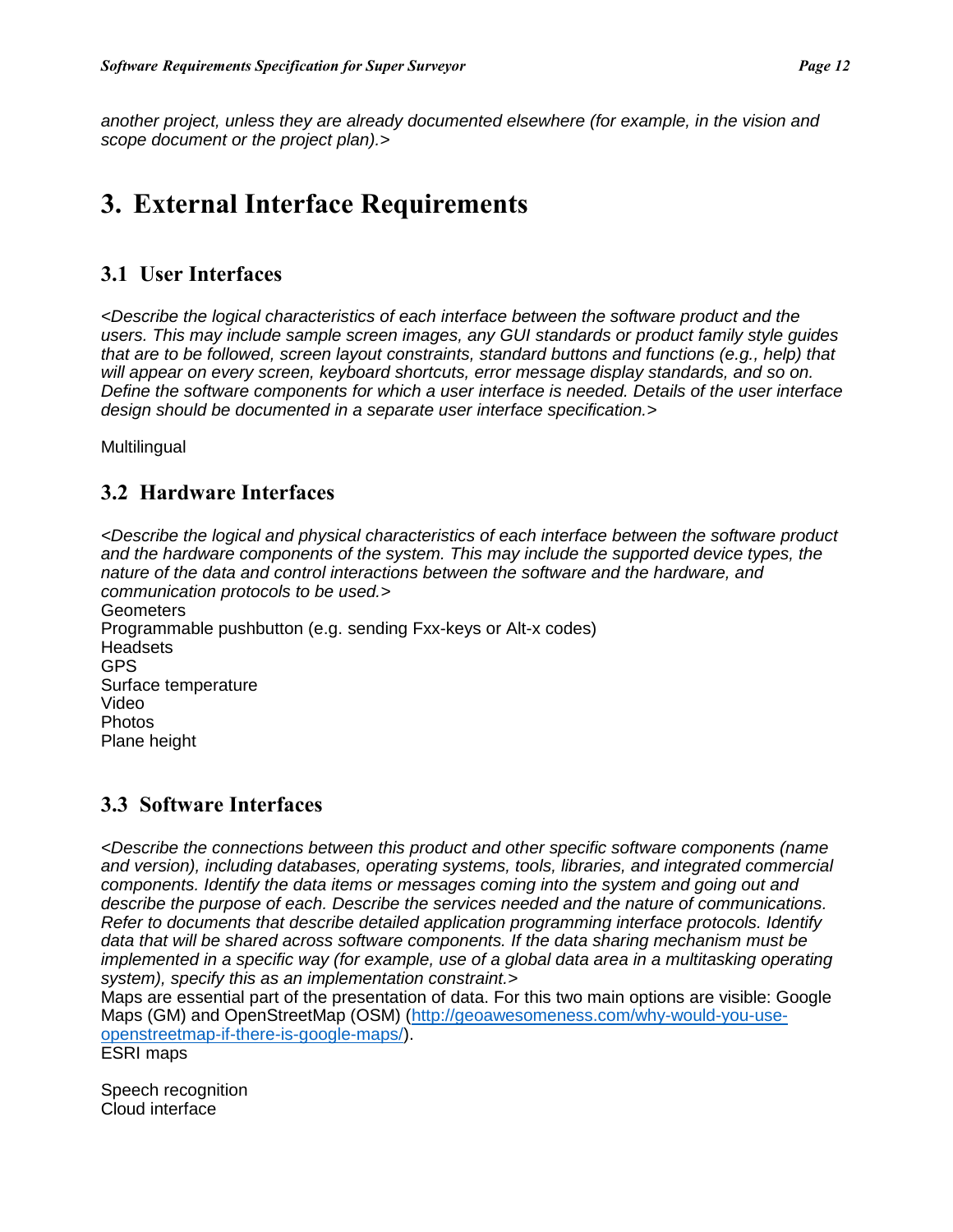*another project, unless they are already documented elsewhere (for example, in the vision and scope document or the project plan).>*

# 3. External Interface Requirements

## 3.1 User Interfaces

*<Describe the logical characteristics of each interface between the software product and the users. This may include sample screen images, any GUI standards or product family style guides that are to be followed, screen layout constraints, standard buttons and functions (e.g., help) that will appear on every screen, keyboard shortcuts, error message display standards, and so on. Define the software components for which a user interface is needed. Details of the user interface design should be documented in a separate user interface specification.>*

Multilingual

## 3.2 Hardware Interfaces

*<Describe the logical and physical characteristics of each interface between the software product and the hardware components of the system. This may include the supported device types, the nature of the data and control interactions between the software and the hardware, and communication protocols to be used.>*

Geometers
Programmable pushbutton (e.g. sending Fxx-keys or Alt-x codes)
Headsets
GPS
Surface temperature
Video
Photos
Plane height

## 3.3 Software Interfaces

*<Describe the connections between this product and other specific software components (name and version), including databases, operating systems, tools, libraries, and integrated commercial components. Identify the data items or messages coming into the system and going out and describe the purpose of each. Describe the services needed and the nature of communications. Refer to documents that describe detailed application programming interface protocols. Identify data that will be shared across software components. If the data sharing mechanism must be implemented in a specific way (for example, use of a global data area in a multitasking operating system), specify this as an implementation constraint.>*

Maps are essential part of the presentation of data. For this two main options are visible: Google Maps (GM) and OpenStreetMap (OSM) ([http://geoawesomeness.com/why-would-you-use-openstreetmap-if-there-is-google-maps/](http://geoawesomeness.com/why-would-you-use-openstreetmap-if-there-is-google-maps/)).
ESRI maps

Speech recognition
Cloud interface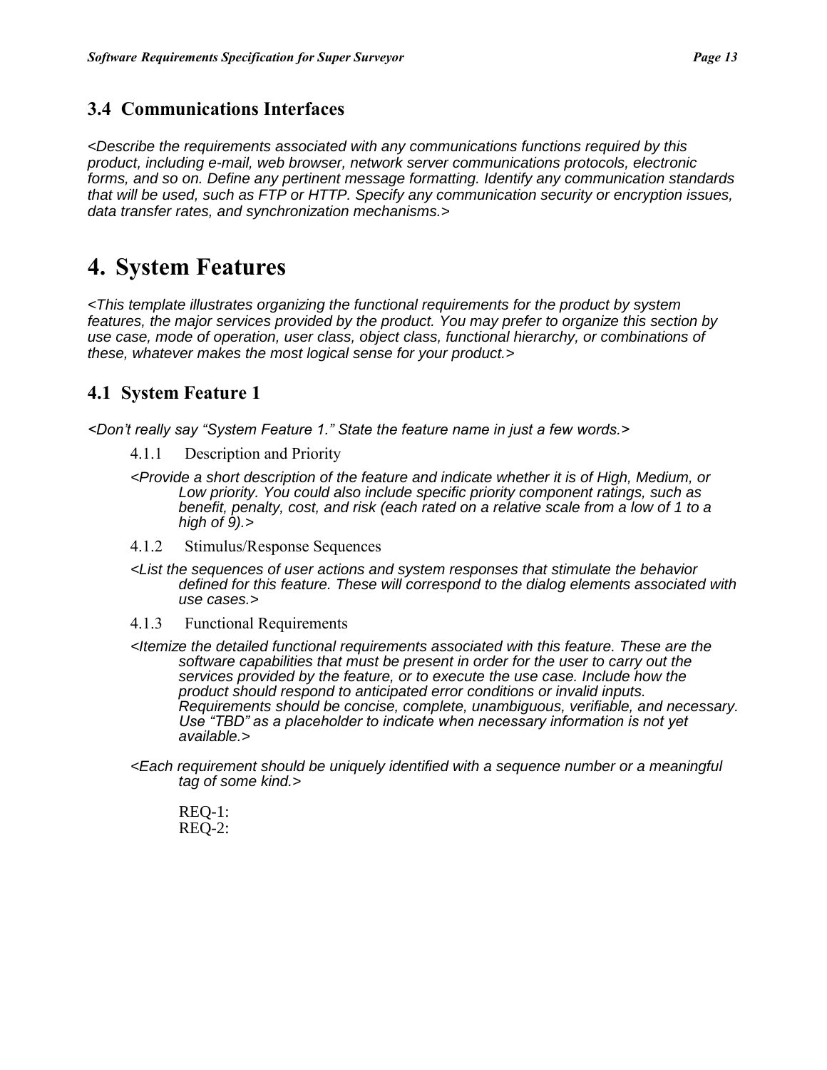## 3.4 Communications Interfaces

*<Describe the requirements associated with any communications functions required by this product, including e-mail, web browser, network server communications protocols, electronic forms, and so on. Define any pertinent message formatting. Identify any communication standards that will be used, such as FTP or HTTP. Specify any communication security or encryption issues, data transfer rates, and synchronization mechanisms.>*

# 4. System Features

*<This template illustrates organizing the functional requirements for the product by system features, the major services provided by the product. You may prefer to organize this section by use case, mode of operation, user class, object class, functional hierarchy, or combinations of these, whatever makes the most logical sense for your product.>*

## 4.1 System Feature 1

*<Don't really say "System Feature 1." State the feature name in just a few words.>*

### 4.1.1 Description and Priority

*<Provide a short description of the feature and indicate whether it is of High, Medium, or Low priority. You could also include specific priority component ratings, such as benefit, penalty, cost, and risk (each rated on a relative scale from a low of 1 to a high of 9).>*

### 4.1.2 Stimulus/Response Sequences

*<List the sequences of user actions and system responses that stimulate the behavior defined for this feature. These will correspond to the dialog elements associated with use cases.>*

### 4.1.3 Functional Requirements

*<Itemize the detailed functional requirements associated with this feature. These are the software capabilities that must be present in order for the user to carry out the services provided by the feature, or to execute the use case. Include how the product should respond to anticipated error conditions or invalid inputs. Requirements should be concise, complete, unambiguous, verifiable, and necessary. Use "TBD" as a placeholder to indicate when necessary information is not yet available.>*

*<Each requirement should be uniquely identified with a sequence number or a meaningful tag of some kind.>*

REQ-1:
REQ-2: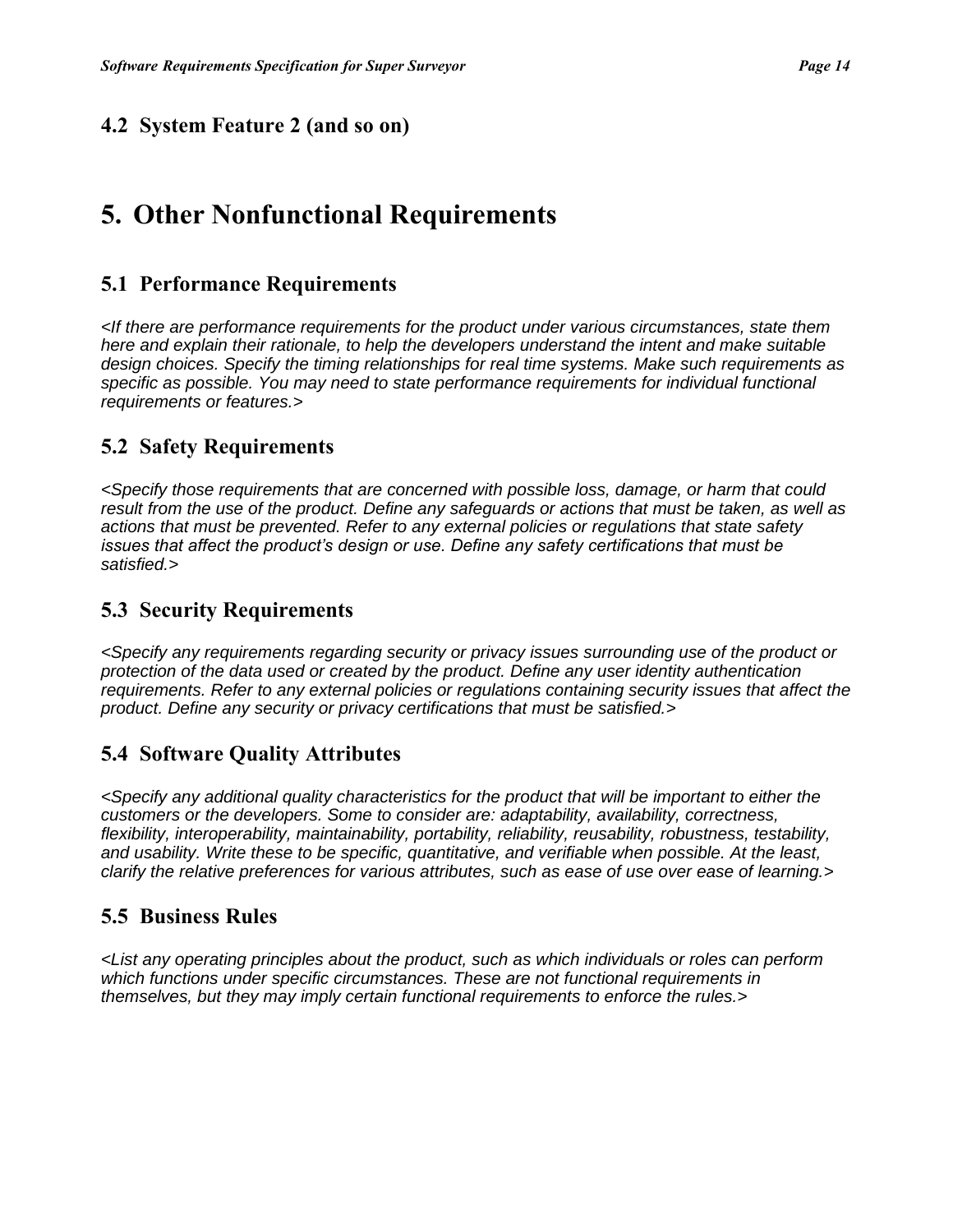### 4.2 System Feature 2 (and so on)

# 5. Other Nonfunctional Requirements

## 5.1 Performance Requirements

*<If there are performance requirements for the product under various circumstances, state them here and explain their rationale, to help the developers understand the intent and make suitable design choices. Specify the timing relationships for real time systems. Make such requirements as specific as possible. You may need to state performance requirements for individual functional requirements or features.>*

## 5.2 Safety Requirements

*<Specify those requirements that are concerned with possible loss, damage, or harm that could result from the use of the product. Define any safeguards or actions that must be taken, as well as actions that must be prevented. Refer to any external policies or regulations that state safety issues that affect the product's design or use. Define any safety certifications that must be satisfied.>*

## 5.3 Security Requirements

*<Specify any requirements regarding security or privacy issues surrounding use of the product or protection of the data used or created by the product. Define any user identity authentication requirements. Refer to any external policies or regulations containing security issues that affect the product. Define any security or privacy certifications that must be satisfied.>*

## 5.4 Software Quality Attributes

*<Specify any additional quality characteristics for the product that will be important to either the customers or the developers. Some to consider are: adaptability, availability, correctness, flexibility, interoperability, maintainability, portability, reliability, reusability, robustness, testability, and usability. Write these to be specific, quantitative, and verifiable when possible. At the least, clarify the relative preferences for various attributes, such as ease of use over ease of learning.>*

## 5.5 Business Rules

*<List any operating principles about the product, such as which individuals or roles can perform which functions under specific circumstances. These are not functional requirements in themselves, but they may imply certain functional requirements to enforce the rules.>*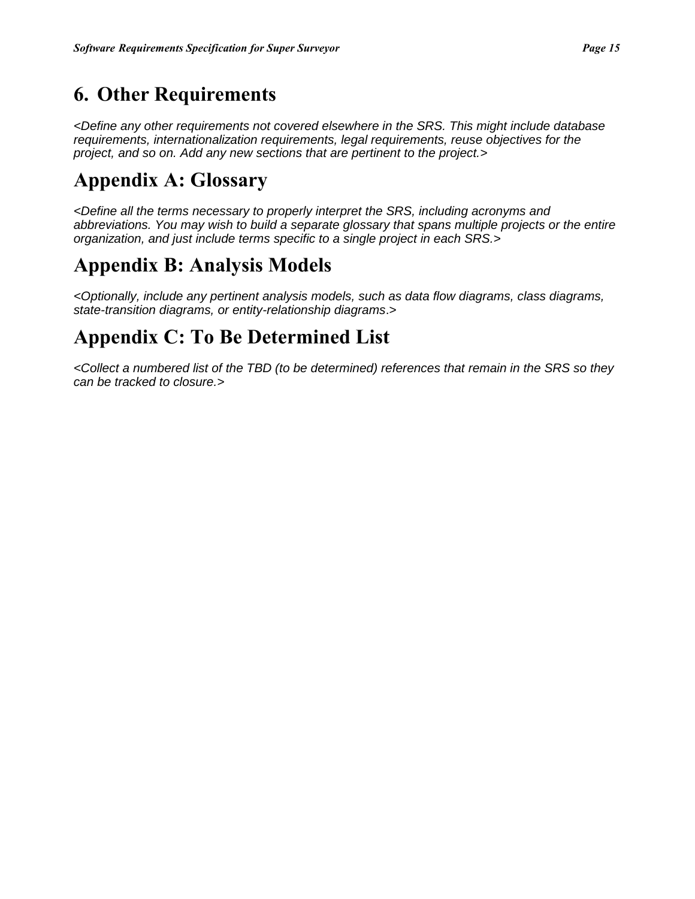# 6. Other Requirements

*<Define any other requirements not covered elsewhere in the SRS. This might include database requirements, internationalization requirements, legal requirements, reuse objectives for the project, and so on. Add any new sections that are pertinent to the project.>*

# Appendix A: Glossary

*<Define all the terms necessary to properly interpret the SRS, including acronyms and abbreviations. You may wish to build a separate glossary that spans multiple projects or the entire organization, and just include terms specific to a single project in each SRS.>*

# Appendix B: Analysis Models

*<Optionally, include any pertinent analysis models, such as data flow diagrams, class diagrams, state-transition diagrams, or entity-relationship diagrams.>*

# Appendix C: To Be Determined List

*<Collect a numbered list of the TBD (to be determined) references that remain in the SRS so they can be tracked to closure.>*